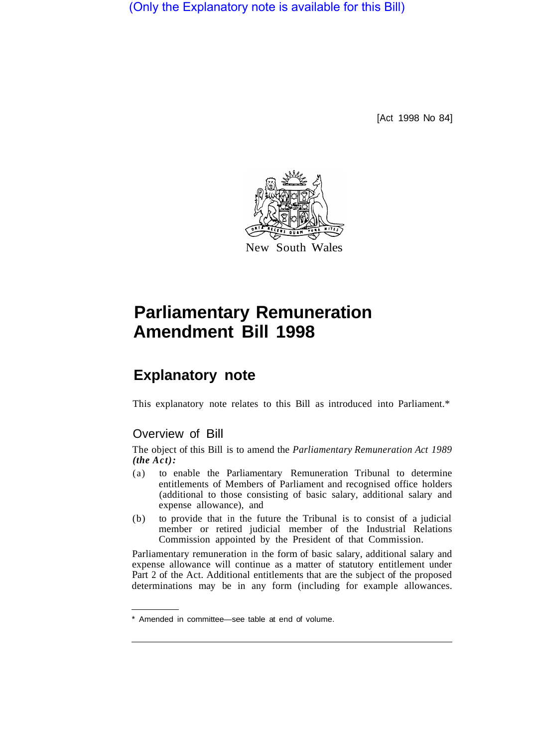(Only the Explanatory note is available for this Bill)

[Act 1998 No 84]

New South Wales

# Parliamentary Remuneration Amendment Bill 1998

## Explanatory note

This explanatory note relates to this Bill as introduced into Parliament.*

### Overview of Bill

The object of this Bill is to amend the *Parliamentary Remuneration Act 1989* ***(the Act)***:

(a) to enable the Parliamentary Remuneration Tribunal to determine entitlements of Members of Parliament and recognised office holders (additional to those consisting of basic salary, additional salary and expense allowance), and

(b) to provide that in the future the Tribunal is to consist of a judicial member or retired judicial member of the Industrial Relations Commission appointed by the President of that Commission.

Parliamentary remuneration in the form of basic salary, additional salary and expense allowance will continue as a matter of statutory entitlement under Part 2 of the Act. Additional entitlements that are the subject of the proposed determinations may be in any form (including for example allowances.

* Amended in committee—see table at end of volume.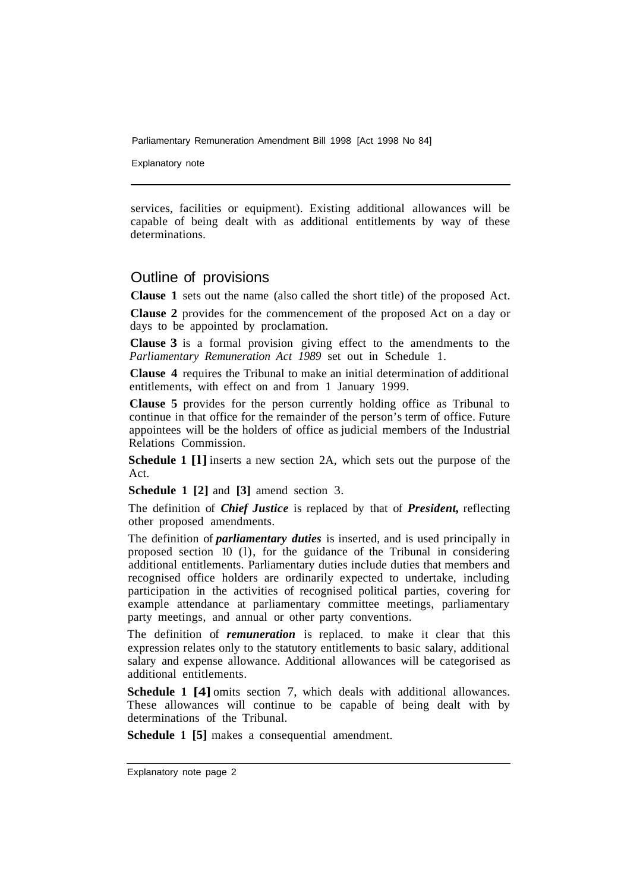services, facilities or equipment). Existing additional allowances will be capable of being dealt with as additional entitlements by way of these determinations.

## Outline of provisions

**Clause 1** sets out the name (also called the short title) of the proposed Act.

**Clause 2** provides for the commencement of the proposed Act on a day or days to be appointed by proclamation.

**Clause 3** is a formal provision giving effect to the amendments to the *Parliamentary Remuneration Act 1989* set out in Schedule 1.

**Clause 4** requires the Tribunal to make an initial determination of additional entitlements, with effect on and from 1 January 1999.

**Clause 5** provides for the person currently holding office as Tribunal to continue in that office for the remainder of the person's term of office. Future appointees will be the holders of office as judicial members of the Industrial Relations Commission.

**Schedule 1 [1]** inserts a new section 2A, which sets out the purpose of the Act.

**Schedule 1 [2]** and **[3]** amend section 3.

The definition of ***Chief Justice*** is replaced by that of ***President,*** reflecting other proposed amendments.

The definition of ***parliamentary duties*** is inserted, and is used principally in proposed section 10 (1), for the guidance of the Tribunal in considering additional entitlements. Parliamentary duties include duties that members and recognised office holders are ordinarily expected to undertake, including participation in the activities of recognised political parties, covering for example attendance at parliamentary committee meetings, parliamentary party meetings, and annual or other party conventions.

The definition of ***remuneration*** is replaced. to make it clear that this expression relates only to the statutory entitlements to basic salary, additional salary and expense allowance. Additional allowances will be categorised as additional entitlements.

**Schedule 1 [4]** omits section 7, which deals with additional allowances. These allowances will continue to be capable of being dealt with by determinations of the Tribunal.

**Schedule 1 [5]** makes a consequential amendment.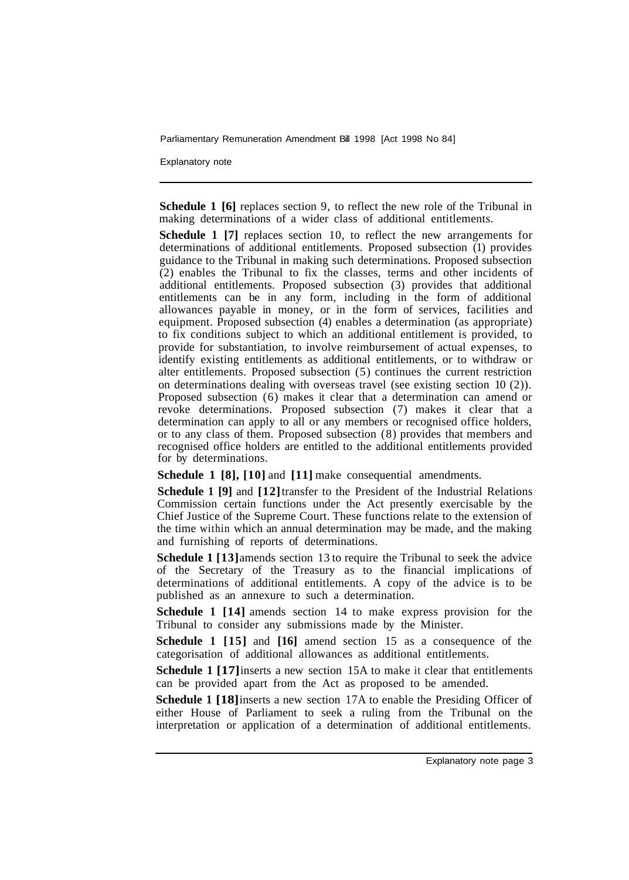**Schedule 1 [6]** replaces section 9, to reflect the new role of the Tribunal in making determinations of a wider class of additional entitlements.

**Schedule 1 [7]** replaces section 10, to reflect the new arrangements for determinations of additional entitlements. Proposed subsection (1) provides guidance to the Tribunal in making such determinations. Proposed subsection (2) enables the Tribunal to fix the classes, terms and other incidents of additional entitlements. Proposed subsection (3) provides that additional entitlements can be in any form, including in the form of additional allowances payable in money, or in the form of services, facilities and equipment. Proposed subsection (4) enables a determination (as appropriate) to fix conditions subject to which an additional entitlement is provided, to provide for substantiation, to involve reimbursement of actual expenses, to identify existing entitlements as additional entitlements, or to withdraw or alter entitlements. Proposed subsection (5) continues the current restriction on determinations dealing with overseas travel (see existing section 10 (2)). Proposed subsection (6) makes it clear that a determination can amend or revoke determinations. Proposed subsection (7) makes it clear that a determination can apply to all or any members or recognised office holders, or to any class of them. Proposed subsection (8) provides that members and recognised office holders are entitled to the additional entitlements provided for by determinations.

**Schedule 1 [8], [10]** and **[11]** make consequential amendments.

**Schedule 1 [9]** and **[12]** transfer to the President of the Industrial Relations Commission certain functions under the Act presently exercisable by the Chief Justice of the Supreme Court. These functions relate to the extension of the time within which an annual determination may be made, and the making and furnishing of reports of determinations.

**Schedule 1 [13]** amends section 13 to require the Tribunal to seek the advice of the Secretary of the Treasury as to the financial implications of determinations of additional entitlements. A copy of the advice is to be published as an annexure to such a determination.

**Schedule 1 [14]** amends section 14 to make express provision for the Tribunal to consider any submissions made by the Minister.

**Schedule 1 [15]** and **[16]** amend section 15 as a consequence of the categorisation of additional allowances as additional entitlements.

**Schedule 1 [17]** inserts a new section 15A to make it clear that entitlements can be provided apart from the Act as proposed to be amended.

**Schedule 1 [18]** inserts a new section 17A to enable the Presiding Officer of either House of Parliament to seek a ruling from the Tribunal on the interpretation or application of a determination of additional entitlements.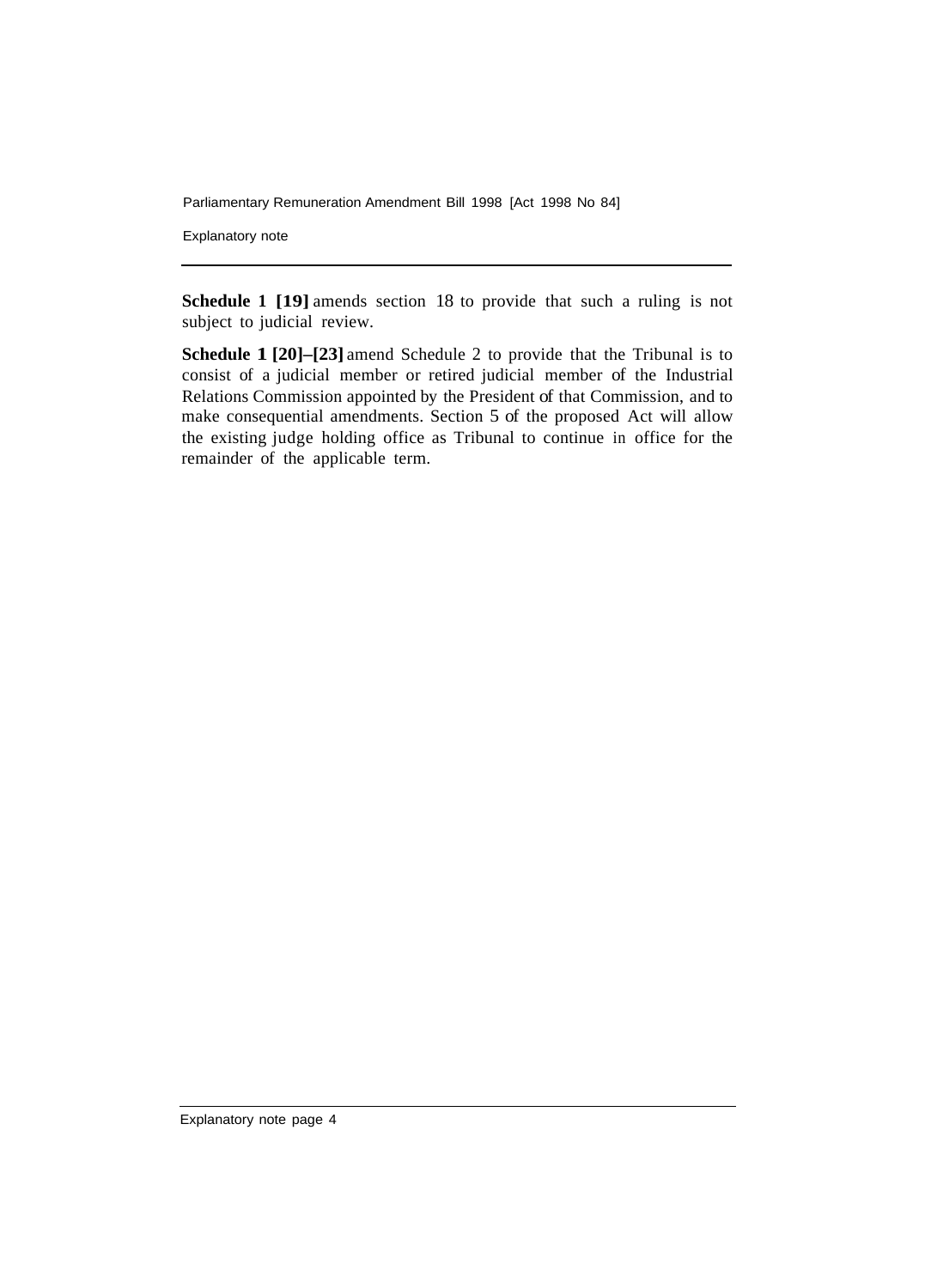**Schedule 1 [19]** amends section 18 to provide that such a ruling is not subject to judicial review.

**Schedule 1 [20]–[23]** amend Schedule 2 to provide that the Tribunal is to consist of a judicial member or retired judicial member of the Industrial Relations Commission appointed by the President of that Commission, and to make consequential amendments. Section 5 of the proposed Act will allow the existing judge holding office as Tribunal to continue in office for the remainder of the applicable term.